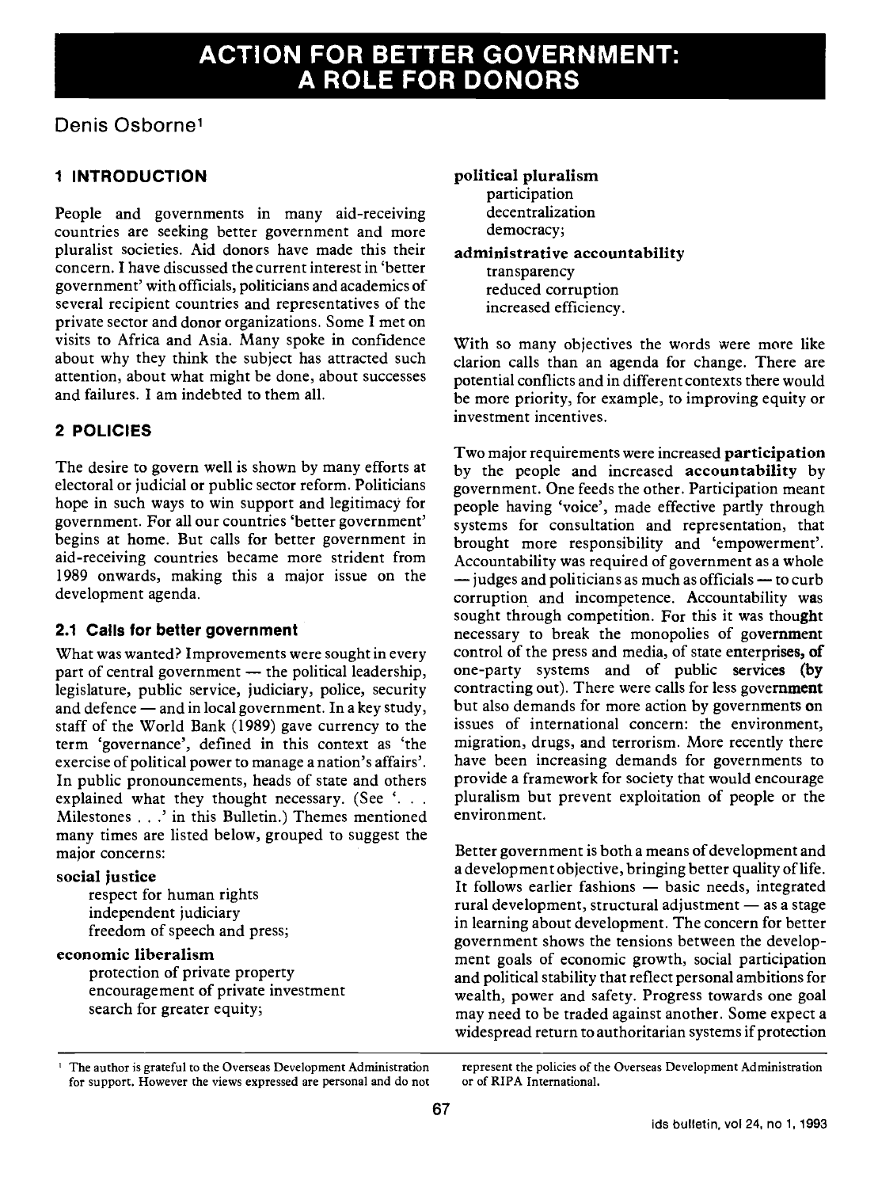# ACTION FOR BETTER GOVERNMENT: A ROLE FOR DONORS

Denis Osborne[1]

## 1 INTRODUCTION

People and governments in many aid-receiving countries are seeking better government and more pluralist societies. Aid donors have made this their concern. I have discussed the current interest in 'better government' with officials, politicians and academics of several recipient countries and representatives of the private sector and donor organizations. Some I met on visits to Africa and Asia. Many spoke in confidence about why they think the subject has attracted such attention, about what might be done, about successes and failures. I am indebted to them all.

## 2 POLICIES

The desire to govern well is shown by many efforts at electoral or judicial or public sector reform. Politicians hope in such ways to win support and legitimacy for government. For all our countries 'better government' begins at home. But calls for better government in aid-receiving countries became more strident from 1989 onwards, making this a major issue on the development agenda.

### 2.1 Calls for better government

What was wanted? Improvements were sought in every part of central government — the political leadership, legislature, public service, judiciary, police, security and defence — and in local government. In a key study, staff of the World Bank (1989) gave currency to the term 'governance', defined in this context as 'the exercise of political power to manage a nation's affairs'. In public pronouncements, heads of state and others explained what they thought necessary. (See '. . . Milestones . . .' in this Bulletin.) Themes mentioned many times are listed below, grouped to suggest the major concerns:

**social justice**
- respect for human rights
- independent judiciary
- freedom of speech and press;

**economic liberalism**
- protection of private property
- encouragement of private investment
- search for greater equity;

**political pluralism**
- participation
- decentralization
- democracy;

**administrative accountability**
- transparency
- reduced corruption
- increased efficiency.

With so many objectives the words were more like clarion calls than an agenda for change. There are potential conflicts and in different contexts there would be more priority, for example, to improving equity or investment incentives.

Two major requirements were increased **participation** by the people and increased **accountability** by government. One feeds the other. Participation meant people having 'voice', made effective partly through systems for consultation and representation, that brought more responsibility and 'empowerment'. Accountability was required of government as a whole — judges and politicians as much as officials — to curb corruption and incompetence. Accountability was sought through competition. For this it was thought necessary to break the monopolies of government control of the press and media, of state enterprises, of one-party systems and of public services (by contracting out). There were calls for less government but also demands for more action by governments on issues of international concern: the environment, migration, drugs, and terrorism. More recently there have been increasing demands for governments to provide a framework for society that would encourage pluralism but prevent exploitation of people or the environment.

Better government is both a means of development and a development objective, bringing better quality of life. It follows earlier fashions — basic needs, integrated rural development, structural adjustment — as a stage in learning about development. The concern for better government shows the tensions between the development goals of economic growth, social participation and political stability that reflect personal ambitions for wealth, power and safety. Progress towards one goal may need to be traded against another. Some expect a widespread return to authoritarian systems if protection

[1] The author is grateful to the Overseas Development Administration for support. However the views expressed are personal and do not represent the policies of the Overseas Development Administration or of RIPA International.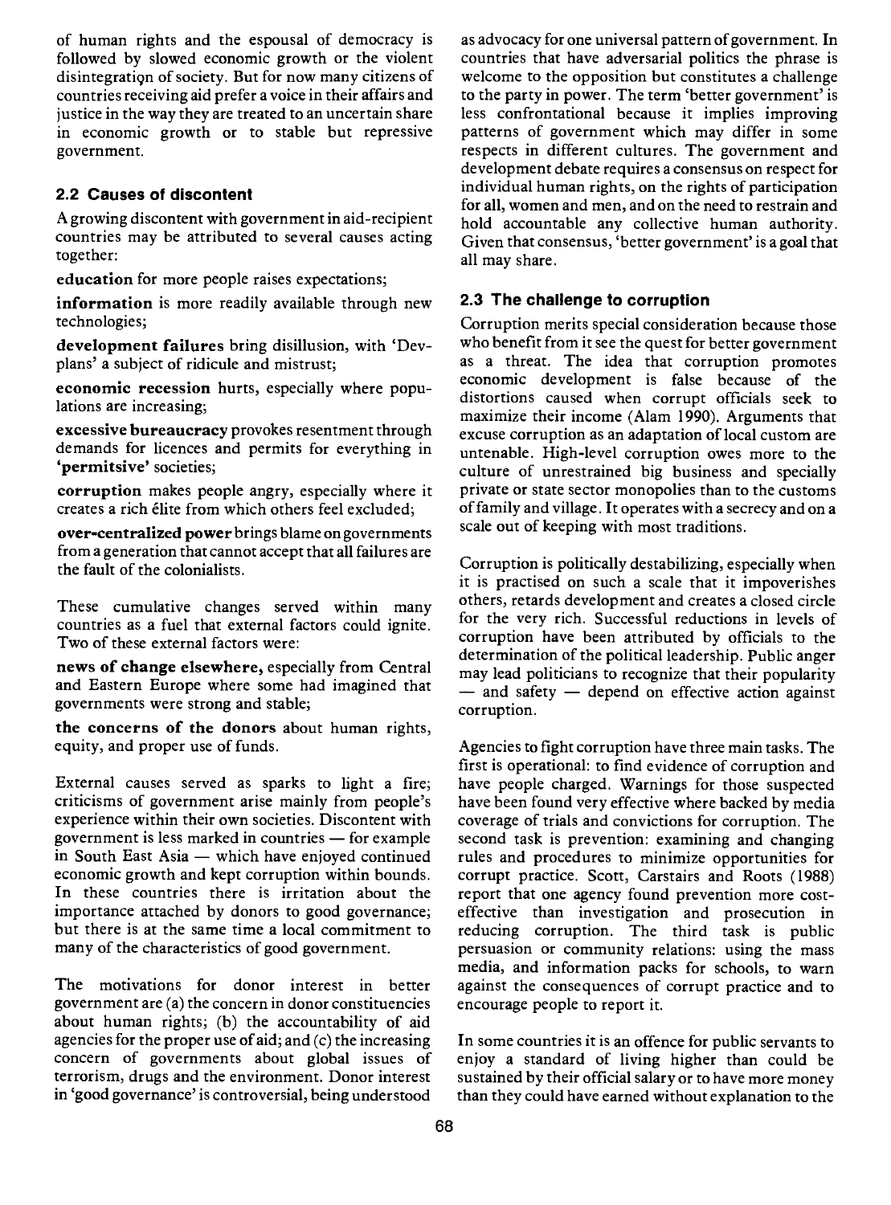of human rights and the espousal of democracy is followed by slowed economic growth or the violent disintegration of society. But for now many citizens of countries receiving aid prefer a voice in their affairs and justice in the way they are treated to an uncertain share in economic growth or to stable but repressive government.

## 2.2 Causes of discontent

A growing discontent with government in aid-recipient countries may be attributed to several causes acting together:

**education** for more people raises expectations;

**information** is more readily available through new technologies;

**development failures** bring disillusion, with 'Devplans' a subject of ridicule and mistrust;

**economic recession** hurts, especially where populations are increasing;

**excessive bureaucracy** provokes resentment through demands for licences and permits for everything in **'permitsive'** societies;

**corruption** makes people angry, especially where it creates a rich élite from which others feel excluded;

**over-centralized power** brings blame on governments from a generation that cannot accept that all failures are the fault of the colonialists.

These cumulative changes served within many countries as a fuel that external factors could ignite. Two of these external factors were:

**news of change elsewhere,** especially from Central and Eastern Europe where some had imagined that governments were strong and stable;

**the concerns of the donors** about human rights, equity, and proper use of funds.

External causes served as sparks to light a fire; criticisms of government arise mainly from people's experience within their own societies. Discontent with government is less marked in countries — for example in South East Asia — which have enjoyed continued economic growth and kept corruption within bounds. In these countries there is irritation about the importance attached by donors to good governance; but there is at the same time a local commitment to many of the characteristics of good government.

The motivations for donor interest in better government are (a) the concern in donor constituencies about human rights; (b) the accountability of aid agencies for the proper use of aid; and (c) the increasing concern of governments about global issues of terrorism, drugs and the environment. Donor interest in 'good governance' is controversial, being understood as advocacy for one universal pattern of government. In countries that have adversarial politics the phrase is welcome to the opposition but constitutes a challenge to the party in power. The term 'better government' is less confrontational because it implies improving patterns of government which may differ in some respects in different cultures. The government and development debate requires a consensus on respect for individual human rights, on the rights of participation for all, women and men, and on the need to restrain and hold accountable any collective human authority. Given that consensus, 'better government' is a goal that all may share.

## 2.3 The challenge to corruption

Corruption merits special consideration because those who benefit from it see the quest for better government as a threat. The idea that corruption promotes economic development is false because of the distortions caused when corrupt officials seek to maximize their income (Alam 1990). Arguments that excuse corruption as an adaptation of local custom are untenable. High-level corruption owes more to the culture of unrestrained big business and specially private or state sector monopolies than to the customs of family and village. It operates with a secrecy and on a scale out of keeping with most traditions.

Corruption is politically destabilizing, especially when it is practised on such a scale that it impoverishes others, retards development and creates a closed circle for the very rich. Successful reductions in levels of corruption have been attributed by officials to the determination of the political leadership. Public anger may lead politicians to recognize that their popularity — and safety — depend on effective action against corruption.

Agencies to fight corruption have three main tasks. The first is operational: to find evidence of corruption and have people charged. Warnings for those suspected have been found very effective where backed by media coverage of trials and convictions for corruption. The second task is prevention: examining and changing rules and procedures to minimize opportunities for corrupt practice. Scott, Carstairs and Roots (1988) report that one agency found prevention more cost-effective than investigation and prosecution in reducing corruption. The third task is public persuasion or community relations: using the mass media, and information packs for schools, to warn against the consequences of corrupt practice and to encourage people to report it.

In some countries it is an offence for public servants to enjoy a standard of living higher than could be sustained by their official salary or to have more money than they could have earned without explanation to the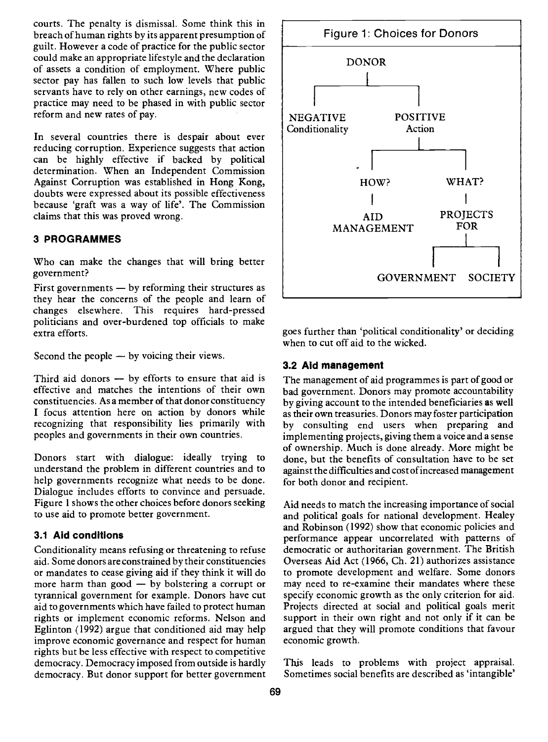courts. The penalty is dismissal. Some think this in breach of human rights by its apparent presumption of guilt. However a code of practice for the public sector could make an appropriate lifestyle and the declaration of assets a condition of employment. Where public sector pay has fallen to such low levels that public servants have to rely on other earnings, new codes of practice may need to be phased in with public sector reform and new rates of pay.

In several countries there is despair about ever reducing corruption. Experience suggests that action can be highly effective if backed by political determination. When an Independent Commission Against Corruption was established in Hong Kong, doubts were expressed about its possible effectiveness because 'graft was a way of life'. The Commission claims that this was proved wrong.

## 3 PROGRAMMES

Who can make the changes that will bring better government?

First governments — by reforming their structures as they hear the concerns of the people and learn of changes elsewhere. This requires hard-pressed politicians and over-burdened top officials to make extra efforts.

Second the people — by voicing their views.

Third aid donors — by efforts to ensure that aid is effective and matches the intentions of their own constituencies. As a member of that donor constituency I focus attention here on action by donors while recognizing that responsibility lies primarily with peoples and governments in their own countries.

Donors start with dialogue: ideally trying to understand the problem in different countries and to help governments recognize what needs to be done. Dialogue includes efforts to convince and persuade. Figure 1 shows the other choices before donors seeking to use aid to promote better government.

Figure 1: Choices for Donors

```
                DONOR
                  |
        ----------------------
        |                    |
    NEGATIVE             POSITIVE
  Conditionality          Action
                             |
                    ------------------
                    |                |
                  HOW?             WHAT?
                    |                |
                   AID           PROJECTS
               MANAGEMENT           FOR
                                     |
                            -------------------
                            |                 |
                       GOVERNMENT          SOCIETY
```

### 3.1 Aid conditions

Conditionality means refusing or threatening to refuse aid. Some donors are constrained by their constituencies or mandates to cease giving aid if they think it will do more harm than good — by bolstering a corrupt or tyrannical government for example. Donors have cut aid to governments which have failed to protect human rights or implement economic reforms. Nelson and Eglinton (1992) argue that conditioned aid may help improve economic governance and respect for human rights but be less effective with respect to competitive democracy. Democracy imposed from outside is hardly democracy. But donor support for better government goes further than 'political conditionality' or deciding when to cut off aid to the wicked.

### 3.2 Aid management

The management of aid programmes is part of good or bad government. Donors may promote accountability by giving account to the intended beneficiaries as well as their own treasuries. Donors may foster participation by consulting end users when preparing and implementing projects, giving them a voice and a sense of ownership. Much is done already. More might be done, but the benefits of consultation have to be set against the difficulties and cost of increased management for both donor and recipient.

Aid needs to match the increasing importance of social and political goals for national development. Healey and Robinson (1992) show that economic policies and performance appear uncorrelated with patterns of democratic or authoritarian government. The British Overseas Aid Act (1966, Ch. 21) authorizes assistance to promote development and welfare. Some donors may need to re-examine their mandates where these specify economic growth as the only criterion for aid. Projects directed at social and political goals merit support in their own right and not only if it can be argued that they will promote conditions that favour economic growth.

This leads to problems with project appraisal. Sometimes social benefits are described as 'intangible'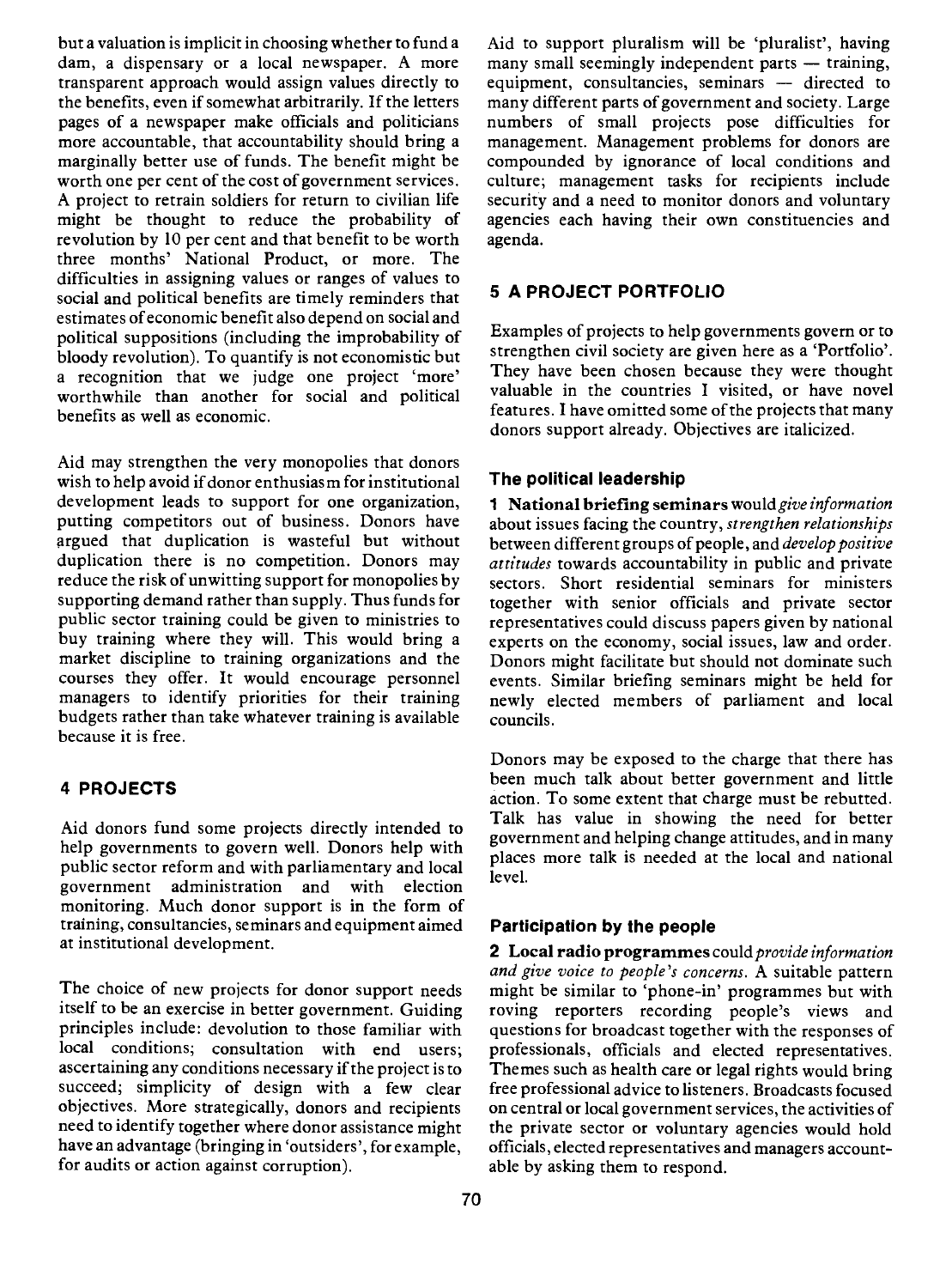but a valuation is implicit in choosing whether to fund a dam, a dispensary or a local newspaper. A more transparent approach would assign values directly to the benefits, even if somewhat arbitrarily. If the letters pages of a newspaper make officials and politicians more accountable, that accountability should bring a marginally better use of funds. The benefit might be worth one per cent of the cost of government services. A project to retrain soldiers for return to civilian life might be thought to reduce the probability of revolution by 10 per cent and that benefit to be worth three months' National Product, or more. The difficulties in assigning values or ranges of values to social and political benefits are timely reminders that estimates of economic benefit also depend on social and political suppositions (including the improbability of bloody revolution). To quantify is not economistic but a recognition that we judge one project 'more' worthwhile than another for social and political benefits as well as economic.

Aid may strengthen the very monopolies that donors wish to help avoid if donor enthusiasm for institutional development leads to support for one organization, putting competitors out of business. Donors have argued that duplication is wasteful but without duplication there is no competition. Donors may reduce the risk of unwitting support for monopolies by supporting demand rather than supply. Thus funds for public sector training could be given to ministries to buy training where they will. This would bring a market discipline to training organizations and the courses they offer. It would encourage personnel managers to identify priorities for their training budgets rather than take whatever training is available because it is free.

## 4 PROJECTS

Aid donors fund some projects directly intended to help governments to govern well. Donors help with public sector reform and with parliamentary and local government administration and with election monitoring. Much donor support is in the form of training, consultancies, seminars and equipment aimed at institutional development.

The choice of new projects for donor support needs itself to be an exercise in better government. Guiding principles include: devolution to those familiar with local conditions; consultation with end users; ascertaining any conditions necessary if the project is to succeed; simplicity of design with a few clear objectives. More strategically, donors and recipients need to identify together where donor assistance might have an advantage (bringing in 'outsiders', for example, for audits or action against corruption).

Aid to support pluralism will be 'pluralist', having many small seemingly independent parts — training, equipment, consultancies, seminars — directed to many different parts of government and society. Large numbers of small projects pose difficulties for management. Management problems for donors are compounded by ignorance of local conditions and culture; management tasks for recipients include security and a need to monitor donors and voluntary agencies each having their own constituencies and agenda.

## 5 A PROJECT PORTFOLIO

Examples of projects to help governments govern or to strengthen civil society are given here as a 'Portfolio'. They have been chosen because they were thought valuable in the countries I visited, or have novel features. I have omitted some of the projects that many donors support already. Objectives are italicized.

### The political leadership

**1 National briefing seminars** would *give information* about issues facing the country, *strengthen relationships* between different groups of people, and *develop positive attitudes* towards accountability in public and private sectors. Short residential seminars for ministers together with senior officials and private sector representatives could discuss papers given by national experts on the economy, social issues, law and order. Donors might facilitate but should not dominate such events. Similar briefing seminars might be held for newly elected members of parliament and local councils.

Donors may be exposed to the charge that there has been much talk about better government and little action. To some extent that charge must be rebutted. Talk has value in showing the need for better government and helping change attitudes, and in many places more talk is needed at the local and national level.

### Participation by the people

**2 Local radio programmes** could *provide information and give voice to people's concerns*. A suitable pattern might be similar to 'phone-in' programmes but with roving reporters recording people's views and questions for broadcast together with the responses of professionals, officials and elected representatives. Themes such as health care or legal rights would bring free professional advice to listeners. Broadcasts focused on central or local government services, the activities of the private sector or voluntary agencies would hold officials, elected representatives and managers accountable by asking them to respond.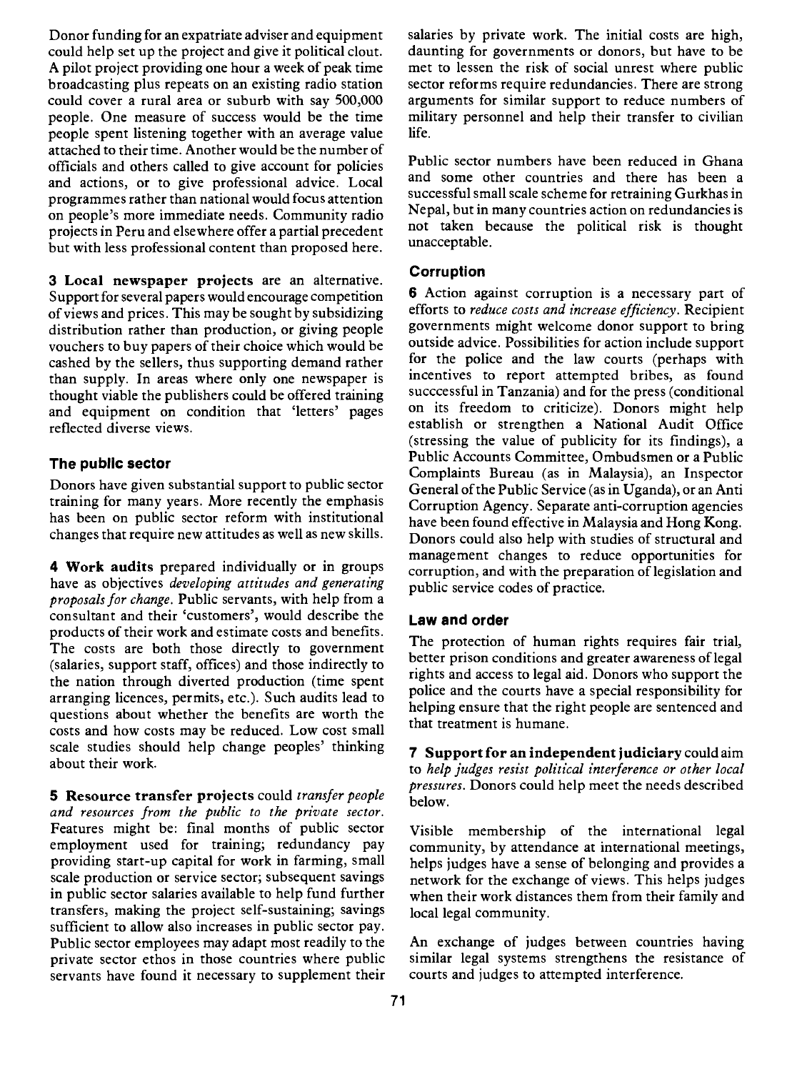Donor funding for an expatriate adviser and equipment could help set up the project and give it political clout. A pilot project providing one hour a week of peak time broadcasting plus repeats on an existing radio station could cover a rural area or suburb with say 500,000 people. One measure of success would be the time people spent listening together with an average value attached to their time. Another would be the number of officials and others called to give account for policies and actions, or to give professional advice. Local programmes rather than national would focus attention on people's more immediate needs. Community radio projects in Peru and elsewhere offer a partial precedent but with less professional content than proposed here.

**3 Local newspaper projects** are an alternative. Support for several papers would encourage competition of views and prices. This may be sought by subsidizing distribution rather than production, or giving people vouchers to buy papers of their choice which would be cashed by the sellers, thus supporting demand rather than supply. In areas where only one newspaper is thought viable the publishers could be offered training and equipment on condition that 'letters' pages reflected diverse views.

### The public sector

Donors have given substantial support to public sector training for many years. More recently the emphasis has been on public sector reform with institutional changes that require new attitudes as well as new skills.

**4 Work audits** prepared individually or in groups have as objectives *developing attitudes and generating proposals for change*. Public servants, with help from a consultant and their 'customers', would describe the products of their work and estimate costs and benefits. The costs are both those directly to government (salaries, support staff, offices) and those indirectly to the nation through diverted production (time spent arranging licences, permits, etc.). Such audits lead to questions about whether the benefits are worth the costs and how costs may be reduced. Low cost small scale studies should help change peoples' thinking about their work.

**5 Resource transfer projects** could *transfer people and resources from the public to the private sector*. Features might be: final months of public sector employment used for training; redundancy pay providing start-up capital for work in farming, small scale production or service sector; subsequent savings in public sector salaries available to help fund further transfers, making the project self-sustaining; savings sufficient to allow also increases in public sector pay. Public sector employees may adapt most readily to the private sector ethos in those countries where public servants have found it necessary to supplement their salaries by private work. The initial costs are high, daunting for governments or donors, but have to be met to lessen the risk of social unrest where public sector reforms require redundancies. There are strong arguments for similar support to reduce numbers of military personnel and help their transfer to civilian life.

Public sector numbers have been reduced in Ghana and some other countries and there has been a successful small scale scheme for retraining Gurkhas in Nepal, but in many countries action on redundancies is not taken because the political risk is thought unacceptable.

### Corruption

**6** Action against corruption is a necessary part of efforts to *reduce costs and increase efficiency*. Recipient governments might welcome donor support to bring outside advice. Possibilities for action include support for the police and the law courts (perhaps with incentives to report attempted bribes, as found succcessful in Tanzania) and for the press (conditional on its freedom to criticize). Donors might help establish or strengthen a National Audit Office (stressing the value of publicity for its findings), a Public Accounts Committee, Ombudsmen or a Public Complaints Bureau (as in Malaysia), an Inspector General of the Public Service (as in Uganda), or an Anti Corruption Agency. Separate anti-corruption agencies have been found effective in Malaysia and Hong Kong. Donors could also help with studies of structural and management changes to reduce opportunities for corruption, and with the preparation of legislation and public service codes of practice.

### Law and order

The protection of human rights requires fair trial, better prison conditions and greater awareness of legal rights and access to legal aid. Donors who support the police and the courts have a special responsibility for helping ensure that the right people are sentenced and that treatment is humane.

**7 Support for an independent judiciary** could aim to *help judges resist political interference or other local pressures*. Donors could help meet the needs described below.

Visible membership of the international legal community, by attendance at international meetings, helps judges have a sense of belonging and provides a network for the exchange of views. This helps judges when their work distances them from their family and local legal community.

An exchange of judges between countries having similar legal systems strengthens the resistance of courts and judges to attempted interference.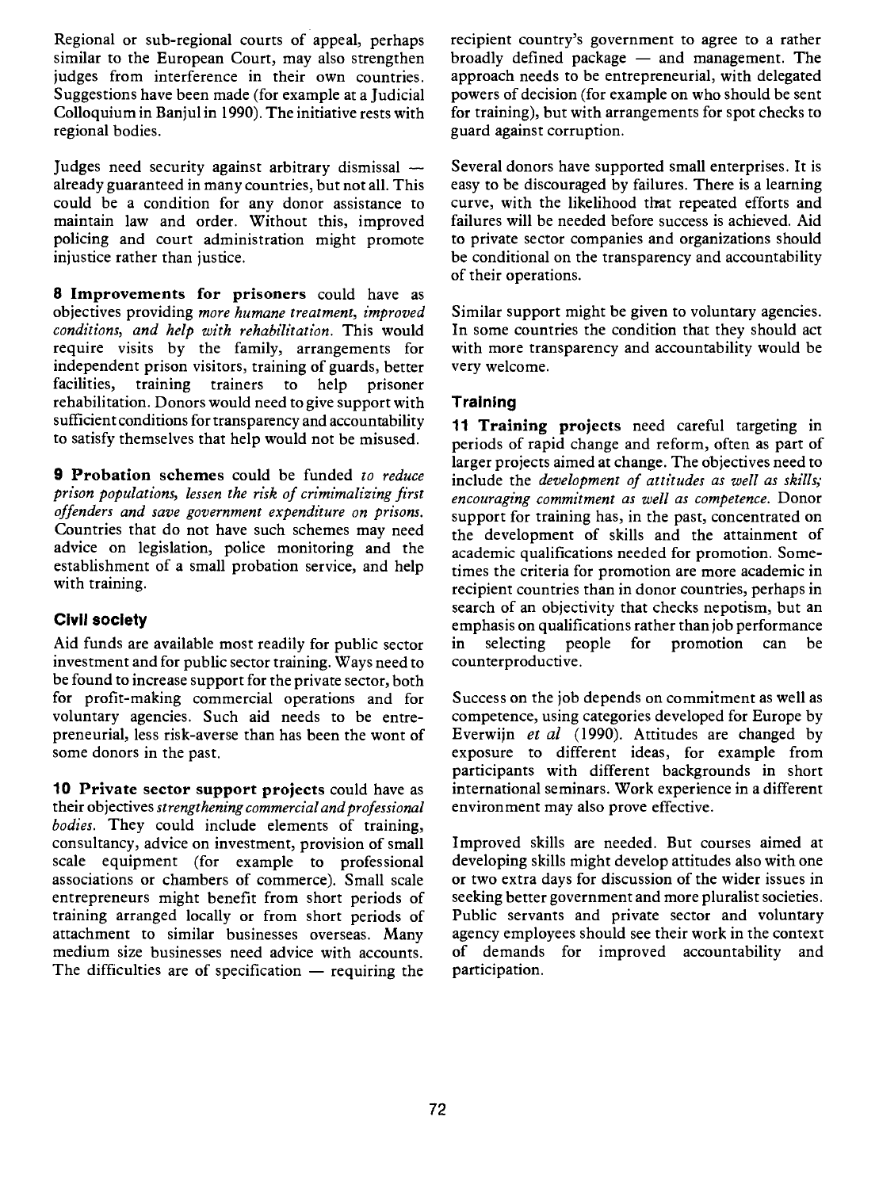Regional or sub-regional courts of appeal, perhaps similar to the European Court, may also strengthen judges from interference in their own countries. Suggestions have been made (for example at a Judicial Colloquium in Banjul in 1990). The initiative rests with regional bodies.

Judges need security against arbitrary dismissal — already guaranteed in many countries, but not all. This could be a condition for any donor assistance to maintain law and order. Without this, improved policing and court administration might promote injustice rather than justice.

**8 Improvements for prisoners** could have as objectives providing *more humane treatment, improved conditions, and help with rehabilitation.* This would require visits by the family, arrangements for independent prison visitors, training of guards, better facilities, training trainers to help prisoner rehabilitation. Donors would need to give support with sufficient conditions for transparency and accountability to satisfy themselves that help would not be misused.

**9 Probation schemes** could be funded *to reduce prison populations, lessen the risk of crimimalizing first offenders and save government expenditure on prisons.* Countries that do not have such schemes may need advice on legislation, police monitoring and the establishment of a small probation service, and help with training.

### Civil society

Aid funds are available most readily for public sector investment and for public sector training. Ways need to be found to increase support for the private sector, both for profit-making commercial operations and for voluntary agencies. Such aid needs to be entrepreneurial, less risk-averse than has been the wont of some donors in the past.

**10 Private sector support projects** could have as their objectives *strengthening commercial and professional bodies.* They could include elements of training, consultancy, advice on investment, provision of small scale equipment (for example to professional associations or chambers of commerce). Small scale entrepreneurs might benefit from short periods of training arranged locally or from short periods of attachment to similar businesses overseas. Many medium size businesses need advice with accounts. The difficulties are of specification — requiring the recipient country's government to agree to a rather broadly defined package — and management. The approach needs to be entrepreneurial, with delegated powers of decision (for example on who should be sent for training), but with arrangements for spot checks to guard against corruption.

Several donors have supported small enterprises. It is easy to be discouraged by failures. There is a learning curve, with the likelihood that repeated efforts and failures will be needed before success is achieved. Aid to private sector companies and organizations should be conditional on the transparency and accountability of their operations.

Similar support might be given to voluntary agencies. In some countries the condition that they should act with more transparency and accountability would be very welcome.

### Training

**11 Training projects** need careful targeting in periods of rapid change and reform, often as part of larger projects aimed at change. The objectives need to include the *development of attitudes as well as skills; encouraging commitment as well as competence.* Donor support for training has, in the past, concentrated on the development of skills and the attainment of academic qualifications needed for promotion. Sometimes the criteria for promotion are more academic in recipient countries than in donor countries, perhaps in search of an objectivity that checks nepotism, but an emphasis on qualifications rather than job performance in selecting people for promotion can be counterproductive.

Success on the job depends on commitment as well as competence, using categories developed for Europe by Everwijn *et al* (1990). Attitudes are changed by exposure to different ideas, for example from participants with different backgrounds in short international seminars. Work experience in a different environment may also prove effective.

Improved skills are needed. But courses aimed at developing skills might develop attitudes also with one or two extra days for discussion of the wider issues in seeking better government and more pluralist societies. Public servants and private sector and voluntary agency employees should see their work in the context of demands for improved accountability and participation.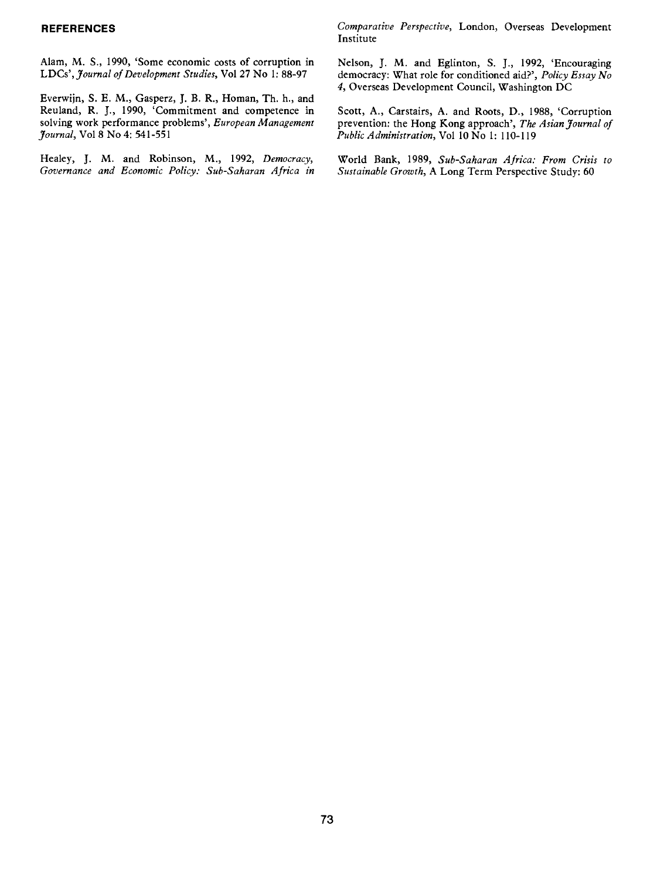## REFERENCES

Alam, M. S., 1990, 'Some economic costs of corruption in LDCs', *Journal of Development Studies*, Vol 27 No 1: 88-97

Everwijn, S. E. M., Gasperz, J. B. R., Homan, Th. h., and Reuland, R. J., 1990, 'Commitment and competence in solving work performance problems', *European Management Journal*, Vol 8 No 4: 541-551

Healey, J. M. and Robinson, M., 1992, *Democracy, Governance and Economic Policy: Sub-Saharan Africa in Comparative Perspective*, London, Overseas Development Institute

Nelson, J. M. and Eglinton, S. J., 1992, 'Encouraging democracy: What role for conditioned aid?', *Policy Essay No 4*, Overseas Development Council, Washington DC

Scott, A., Carstairs, A. and Roots, D., 1988, 'Corruption prevention: the Hong Kong approach', *The Asian Journal of Public Administration*, Vol 10 No 1: 110-119

World Bank, 1989, *Sub-Saharan Africa: From Crisis to Sustainable Growth*, A Long Term Perspective Study: 60